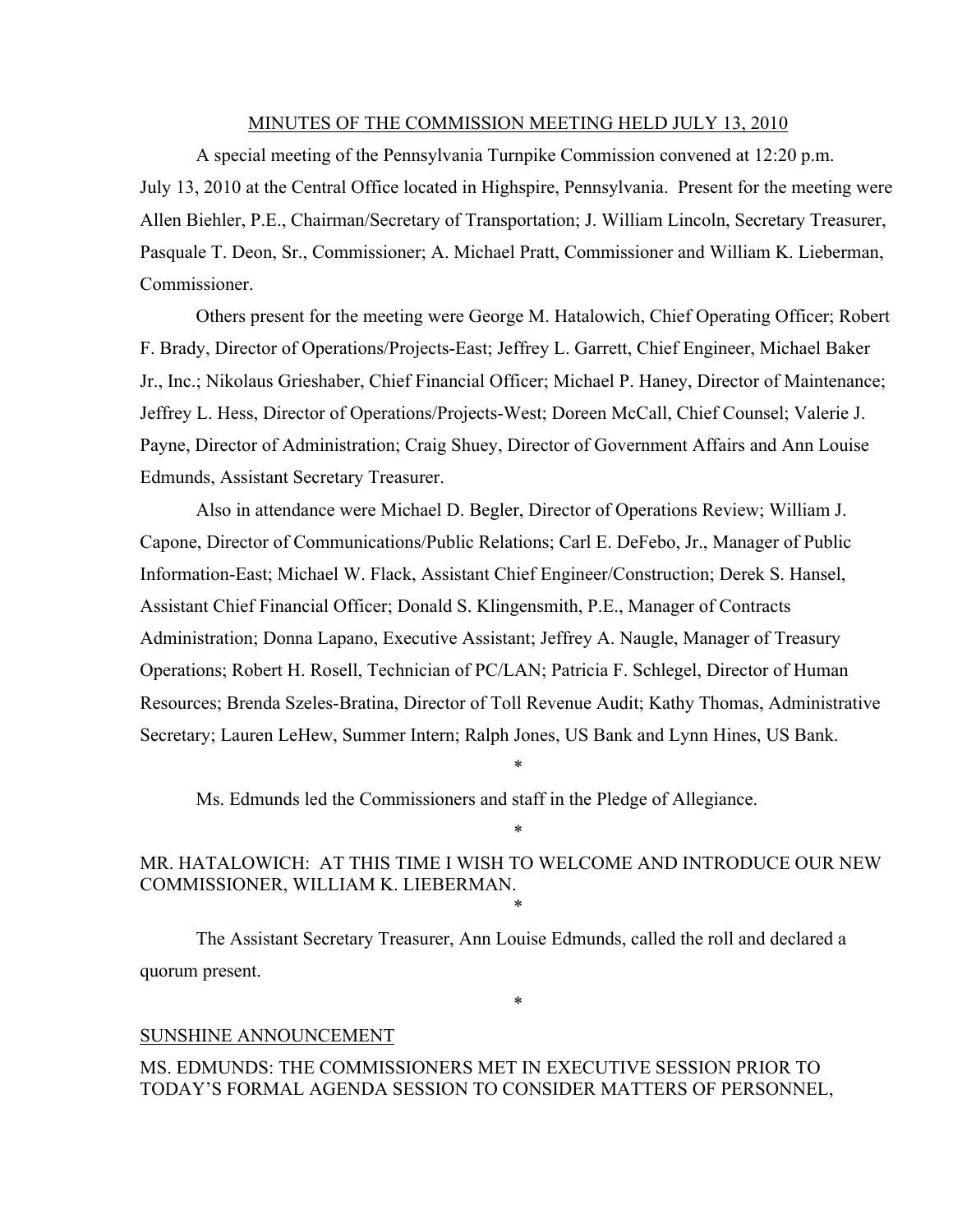MINUTES OF THE COMMISSION MEETING HELD JULY 13, 2010

A special meeting of the Pennsylvania Turnpike Commission convened at 12:20 p.m. July 13, 2010 at the Central Office located in Highspire, Pennsylvania. Present for the meeting were Allen Biehler, P.E., Chairman/Secretary of Transportation; J. William Lincoln, Secretary Treasurer, Pasquale T. Deon, Sr., Commissioner; A. Michael Pratt, Commissioner and William K. Lieberman, Commissioner.

Others present for the meeting were George M. Hatalowich, Chief Operating Officer; Robert F. Brady, Director of Operations/Projects-East; Jeffrey L. Garrett, Chief Engineer, Michael Baker Jr., Inc.; Nikolaus Grieshaber, Chief Financial Officer; Michael P. Haney, Director of Maintenance; Jeffrey L. Hess, Director of Operations/Projects-West; Doreen McCall, Chief Counsel; Valerie J. Payne, Director of Administration; Craig Shuey, Director of Government Affairs and Ann Louise Edmunds, Assistant Secretary Treasurer.

Also in attendance were Michael D. Begler, Director of Operations Review; William J. Capone, Director of Communications/Public Relations; Carl E. DeFebo, Jr., Manager of Public Information-East; Michael W. Flack, Assistant Chief Engineer/Construction; Derek S. Hansel, Assistant Chief Financial Officer; Donald S. Klingensmith, P.E., Manager of Contracts Administration; Donna Lapano, Executive Assistant; Jeffrey A. Naugle, Manager of Treasury Operations; Robert H. Rosell, Technician of PC/LAN; Patricia F. Schlegel, Director of Human Resources; Brenda Szeles-Bratina, Director of Toll Revenue Audit; Kathy Thomas, Administrative Secretary; Lauren LeHew, Summer Intern; Ralph Jones, US Bank and Lynn Hines, US Bank.

*

Ms. Edmunds led the Commissioners and staff in the Pledge of Allegiance.

*

MR. HATALOWICH: AT THIS TIME I WISH TO WELCOME AND INTRODUCE OUR NEW COMMISSIONER, WILLIAM K. LIEBERMAN.

*

The Assistant Secretary Treasurer, Ann Louise Edmunds, called the roll and declared a quorum present.

*

SUNSHINE ANNOUNCEMENT

MS. EDMUNDS: THE COMMISSIONERS MET IN EXECUTIVE SESSION PRIOR TO TODAY'S FORMAL AGENDA SESSION TO CONSIDER MATTERS OF PERSONNEL,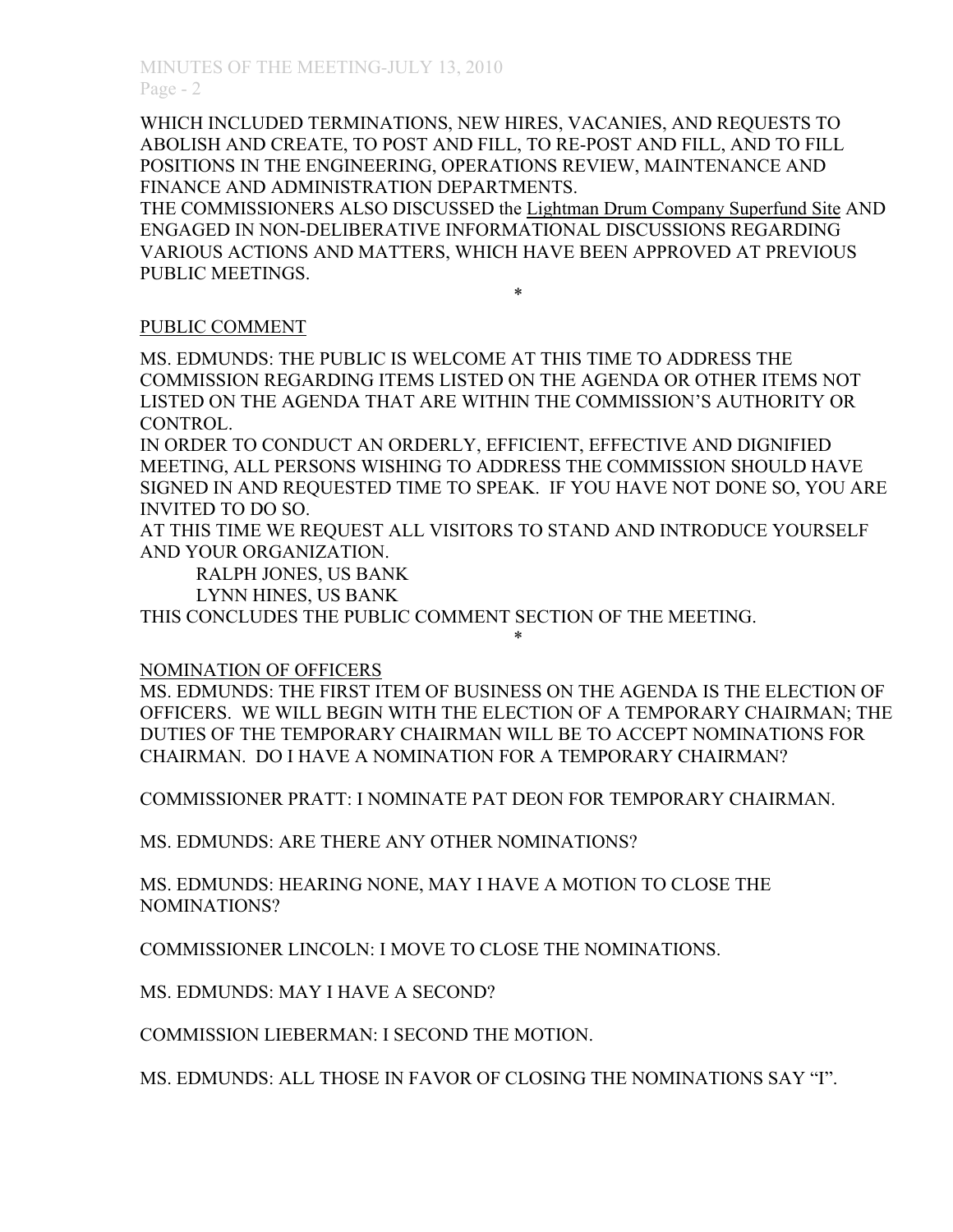WHICH INCLUDED TERMINATIONS, NEW HIRES, VACANIES, AND REQUESTS TO ABOLISH AND CREATE, TO POST AND FILL, TO RE-POST AND FILL, AND TO FILL POSITIONS IN THE ENGINEERING, OPERATIONS REVIEW, MAINTENANCE AND FINANCE AND ADMINISTRATION DEPARTMENTS.

THE COMMISSIONERS ALSO DISCUSSED the Lightman Drum Company Superfund Site AND ENGAGED IN NON-DELIBERATIVE INFORMATIONAL DISCUSSIONS REGARDING VARIOUS ACTIONS AND MATTERS, WHICH HAVE BEEN APPROVED AT PREVIOUS PUBLIC MEETINGS.

*

PUBLIC COMMENT

MS. EDMUNDS: THE PUBLIC IS WELCOME AT THIS TIME TO ADDRESS THE COMMISSION REGARDING ITEMS LISTED ON THE AGENDA OR OTHER ITEMS NOT LISTED ON THE AGENDA THAT ARE WITHIN THE COMMISSION'S AUTHORITY OR CONTROL.

IN ORDER TO CONDUCT AN ORDERLY, EFFICIENT, EFFECTIVE AND DIGNIFIED MEETING, ALL PERSONS WISHING TO ADDRESS THE COMMISSION SHOULD HAVE SIGNED IN AND REQUESTED TIME TO SPEAK. IF YOU HAVE NOT DONE SO, YOU ARE INVITED TO DO SO.

AT THIS TIME WE REQUEST ALL VISITORS TO STAND AND INTRODUCE YOURSELF AND YOUR ORGANIZATION.

RALPH JONES, US BANK

LYNN HINES, US BANK

THIS CONCLUDES THE PUBLIC COMMENT SECTION OF THE MEETING.

*

NOMINATION OF OFFICERS

MS. EDMUNDS: THE FIRST ITEM OF BUSINESS ON THE AGENDA IS THE ELECTION OF OFFICERS. WE WILL BEGIN WITH THE ELECTION OF A TEMPORARY CHAIRMAN; THE DUTIES OF THE TEMPORARY CHAIRMAN WILL BE TO ACCEPT NOMINATIONS FOR CHAIRMAN. DO I HAVE A NOMINATION FOR A TEMPORARY CHAIRMAN?

COMMISSIONER PRATT: I NOMINATE PAT DEON FOR TEMPORARY CHAIRMAN.

MS. EDMUNDS: ARE THERE ANY OTHER NOMINATIONS?

MS. EDMUNDS: HEARING NONE, MAY I HAVE A MOTION TO CLOSE THE NOMINATIONS?

COMMISSIONER LINCOLN: I MOVE TO CLOSE THE NOMINATIONS.

MS. EDMUNDS: MAY I HAVE A SECOND?

COMMISSION LIEBERMAN: I SECOND THE MOTION.

MS. EDMUNDS: ALL THOSE IN FAVOR OF CLOSING THE NOMINATIONS SAY "I".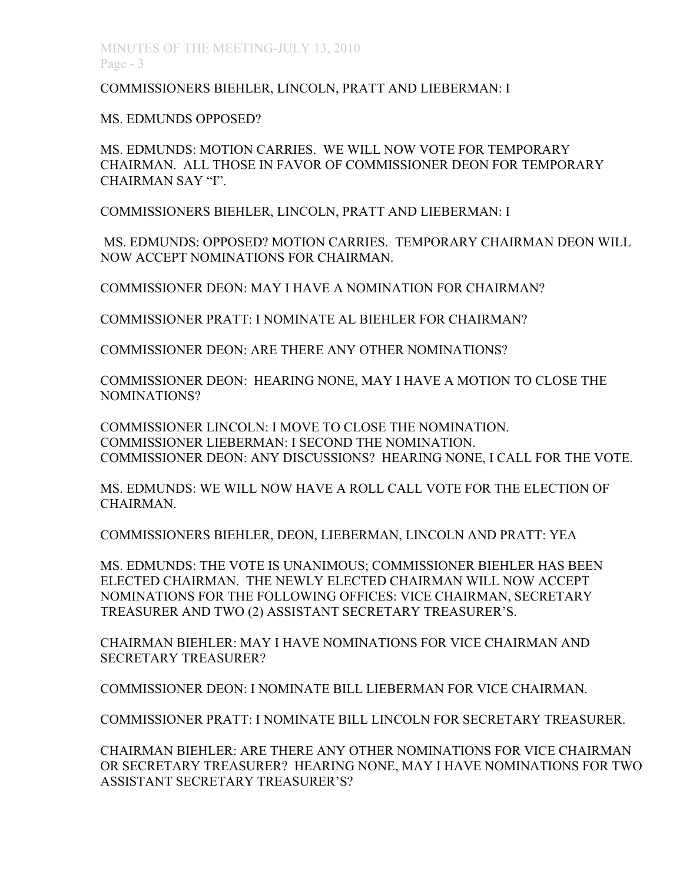COMMISSIONERS BIEHLER, LINCOLN, PRATT AND LIEBERMAN: I

MS. EDMUNDS OPPOSED?

MS. EDMUNDS: MOTION CARRIES. WE WILL NOW VOTE FOR TEMPORARY CHAIRMAN. ALL THOSE IN FAVOR OF COMMISSIONER DEON FOR TEMPORARY CHAIRMAN SAY "I".

COMMISSIONERS BIEHLER, LINCOLN, PRATT AND LIEBERMAN: I

MS. EDMUNDS: OPPOSED? MOTION CARRIES. TEMPORARY CHAIRMAN DEON WILL NOW ACCEPT NOMINATIONS FOR CHAIRMAN.

COMMISSIONER DEON: MAY I HAVE A NOMINATION FOR CHAIRMAN?

COMMISSIONER PRATT: I NOMINATE AL BIEHLER FOR CHAIRMAN?

COMMISSIONER DEON: ARE THERE ANY OTHER NOMINATIONS?

COMMISSIONER DEON: HEARING NONE, MAY I HAVE A MOTION TO CLOSE THE NOMINATIONS?

COMMISSIONER LINCOLN: I MOVE TO CLOSE THE NOMINATION.
COMMISSIONER LIEBERMAN: I SECOND THE NOMINATION.
COMMISSIONER DEON: ANY DISCUSSIONS? HEARING NONE, I CALL FOR THE VOTE.

MS. EDMUNDS: WE WILL NOW HAVE A ROLL CALL VOTE FOR THE ELECTION OF CHAIRMAN.

COMMISSIONERS BIEHLER, DEON, LIEBERMAN, LINCOLN AND PRATT: YEA

MS. EDMUNDS: THE VOTE IS UNANIMOUS; COMMISSIONER BIEHLER HAS BEEN ELECTED CHAIRMAN. THE NEWLY ELECTED CHAIRMAN WILL NOW ACCEPT NOMINATIONS FOR THE FOLLOWING OFFICES: VICE CHAIRMAN, SECRETARY TREASURER AND TWO (2) ASSISTANT SECRETARY TREASURER'S.

CHAIRMAN BIEHLER: MAY I HAVE NOMINATIONS FOR VICE CHAIRMAN AND SECRETARY TREASURER?

COMMISSIONER DEON: I NOMINATE BILL LIEBERMAN FOR VICE CHAIRMAN.

COMMISSIONER PRATT: I NOMINATE BILL LINCOLN FOR SECRETARY TREASURER.

CHAIRMAN BIEHLER: ARE THERE ANY OTHER NOMINATIONS FOR VICE CHAIRMAN OR SECRETARY TREASURER? HEARING NONE, MAY I HAVE NOMINATIONS FOR TWO ASSISTANT SECRETARY TREASURER'S?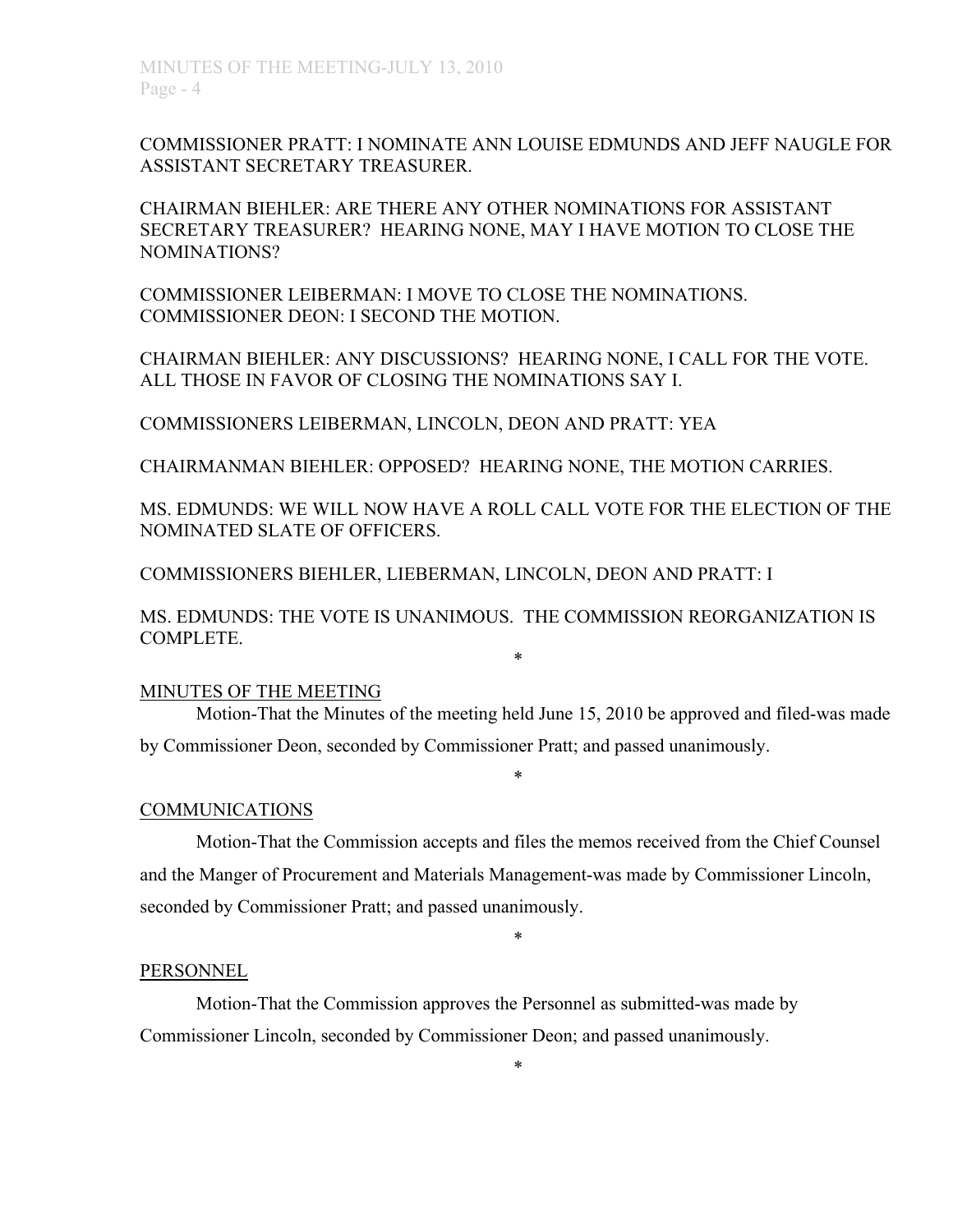COMMISSIONER PRATT: I NOMINATE ANN LOUISE EDMUNDS AND JEFF NAUGLE FOR ASSISTANT SECRETARY TREASURER.

CHAIRMAN BIEHLER: ARE THERE ANY OTHER NOMINATIONS FOR ASSISTANT SECRETARY TREASURER? HEARING NONE, MAY I HAVE MOTION TO CLOSE THE NOMINATIONS?

COMMISSIONER LEIBERMAN: I MOVE TO CLOSE THE NOMINATIONS.
COMMISSIONER DEON: I SECOND THE MOTION.

CHAIRMAN BIEHLER: ANY DISCUSSIONS? HEARING NONE, I CALL FOR THE VOTE. ALL THOSE IN FAVOR OF CLOSING THE NOMINATIONS SAY I.

COMMISSIONERS LEIBERMAN, LINCOLN, DEON AND PRATT: YEA

CHAIRMANMAN BIEHLER: OPPOSED? HEARING NONE, THE MOTION CARRIES.

MS. EDMUNDS: WE WILL NOW HAVE A ROLL CALL VOTE FOR THE ELECTION OF THE NOMINATED SLATE OF OFFICERS.

COMMISSIONERS BIEHLER, LIEBERMAN, LINCOLN, DEON AND PRATT: I

MS. EDMUNDS: THE VOTE IS UNANIMOUS. THE COMMISSION REORGANIZATION IS COMPLETE.

*

MINUTES OF THE MEETING

Motion-That the Minutes of the meeting held June 15, 2010 be approved and filed-was made by Commissioner Deon, seconded by Commissioner Pratt; and passed unanimously.

*

COMMUNICATIONS

Motion-That the Commission accepts and files the memos received from the Chief Counsel and the Manger of Procurement and Materials Management-was made by Commissioner Lincoln, seconded by Commissioner Pratt; and passed unanimously.

*

PERSONNEL

Motion-That the Commission approves the Personnel as submitted-was made by Commissioner Lincoln, seconded by Commissioner Deon; and passed unanimously.

*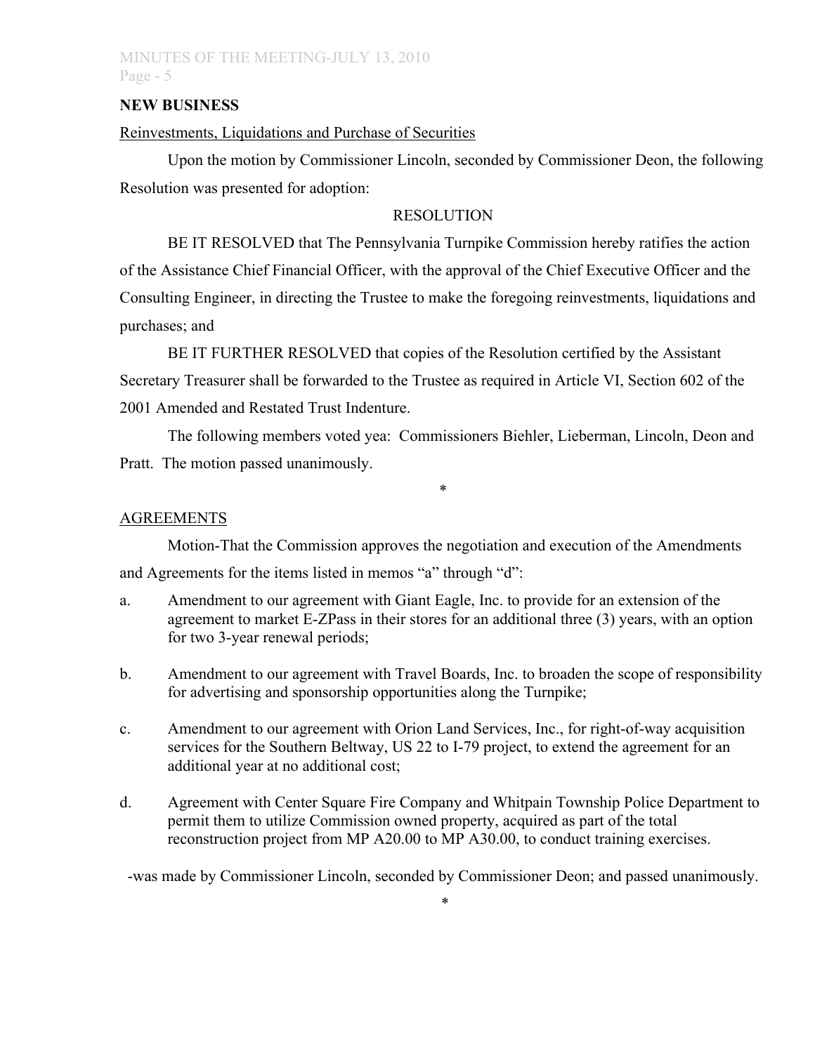**NEW BUSINESS**

Reinvestments, Liquidations and Purchase of Securities

Upon the motion by Commissioner Lincoln, seconded by Commissioner Deon, the following Resolution was presented for adoption:

RESOLUTION

BE IT RESOLVED that The Pennsylvania Turnpike Commission hereby ratifies the action of the Assistance Chief Financial Officer, with the approval of the Chief Executive Officer and the Consulting Engineer, in directing the Trustee to make the foregoing reinvestments, liquidations and purchases; and

BE IT FURTHER RESOLVED that copies of the Resolution certified by the Assistant Secretary Treasurer shall be forwarded to the Trustee as required in Article VI, Section 602 of the 2001 Amended and Restated Trust Indenture.

The following members voted yea: Commissioners Biehler, Lieberman, Lincoln, Deon and Pratt. The motion passed unanimously.

*

AGREEMENTS

Motion-That the Commission approves the negotiation and execution of the Amendments and Agreements for the items listed in memos "a" through "d":

a. Amendment to our agreement with Giant Eagle, Inc. to provide for an extension of the agreement to market E-ZPass in their stores for an additional three (3) years, with an option for two 3-year renewal periods;

b. Amendment to our agreement with Travel Boards, Inc. to broaden the scope of responsibility for advertising and sponsorship opportunities along the Turnpike;

c. Amendment to our agreement with Orion Land Services, Inc., for right-of-way acquisition services for the Southern Beltway, US 22 to I-79 project, to extend the agreement for an additional year at no additional cost;

d. Agreement with Center Square Fire Company and Whitpain Township Police Department to permit them to utilize Commission owned property, acquired as part of the total reconstruction project from MP A20.00 to MP A30.00, to conduct training exercises.

-was made by Commissioner Lincoln, seconded by Commissioner Deon; and passed unanimously.

*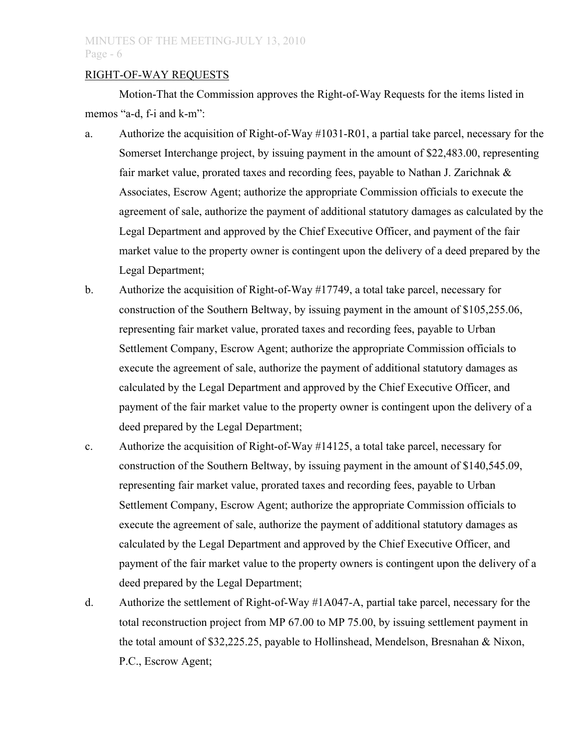RIGHT-OF-WAY REQUESTS

Motion-That the Commission approves the Right-of-Way Requests for the items listed in memos "a-d, f-i and k-m":

a. Authorize the acquisition of Right-of-Way #1031-R01, a partial take parcel, necessary for the Somerset Interchange project, by issuing payment in the amount of $22,483.00, representing fair market value, prorated taxes and recording fees, payable to Nathan J. Zarichnak & Associates, Escrow Agent; authorize the appropriate Commission officials to execute the agreement of sale, authorize the payment of additional statutory damages as calculated by the Legal Department and approved by the Chief Executive Officer, and payment of the fair market value to the property owner is contingent upon the delivery of a deed prepared by the Legal Department;

b. Authorize the acquisition of Right-of-Way #17749, a total take parcel, necessary for construction of the Southern Beltway, by issuing payment in the amount of $105,255.06, representing fair market value, prorated taxes and recording fees, payable to Urban Settlement Company, Escrow Agent; authorize the appropriate Commission officials to execute the agreement of sale, authorize the payment of additional statutory damages as calculated by the Legal Department and approved by the Chief Executive Officer, and payment of the fair market value to the property owner is contingent upon the delivery of a deed prepared by the Legal Department;

c. Authorize the acquisition of Right-of-Way #14125, a total take parcel, necessary for construction of the Southern Beltway, by issuing payment in the amount of $140,545.09, representing fair market value, prorated taxes and recording fees, payable to Urban Settlement Company, Escrow Agent; authorize the appropriate Commission officials to execute the agreement of sale, authorize the payment of additional statutory damages as calculated by the Legal Department and approved by the Chief Executive Officer, and payment of the fair market value to the property owners is contingent upon the delivery of a deed prepared by the Legal Department;

d. Authorize the settlement of Right-of-Way #1A047-A, partial take parcel, necessary for the total reconstruction project from MP 67.00 to MP 75.00, by issuing settlement payment in the total amount of $32,225.25, payable to Hollinshead, Mendelson, Bresnahan & Nixon, P.C., Escrow Agent;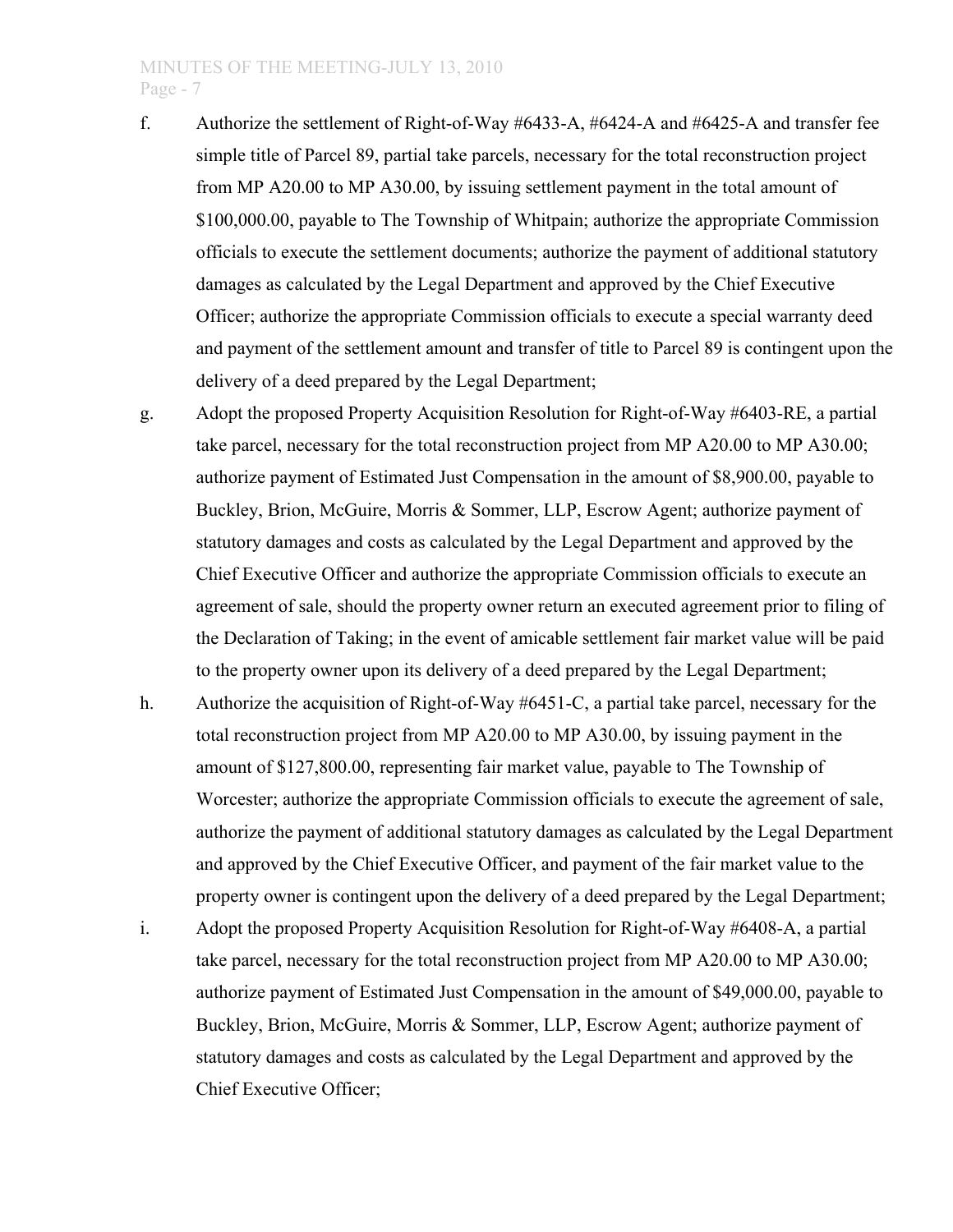f. Authorize the settlement of Right-of-Way #6433-A, #6424-A and #6425-A and transfer fee simple title of Parcel 89, partial take parcels, necessary for the total reconstruction project from MP A20.00 to MP A30.00, by issuing settlement payment in the total amount of $100,000.00, payable to The Township of Whitpain; authorize the appropriate Commission officials to execute the settlement documents; authorize the payment of additional statutory damages as calculated by the Legal Department and approved by the Chief Executive Officer; authorize the appropriate Commission officials to execute a special warranty deed and payment of the settlement amount and transfer of title to Parcel 89 is contingent upon the delivery of a deed prepared by the Legal Department;

g. Adopt the proposed Property Acquisition Resolution for Right-of-Way #6403-RE, a partial take parcel, necessary for the total reconstruction project from MP A20.00 to MP A30.00; authorize payment of Estimated Just Compensation in the amount of $8,900.00, payable to Buckley, Brion, McGuire, Morris & Sommer, LLP, Escrow Agent; authorize payment of statutory damages and costs as calculated by the Legal Department and approved by the Chief Executive Officer and authorize the appropriate Commission officials to execute an agreement of sale, should the property owner return an executed agreement prior to filing of the Declaration of Taking; in the event of amicable settlement fair market value will be paid to the property owner upon its delivery of a deed prepared by the Legal Department;

h. Authorize the acquisition of Right-of-Way #6451-C, a partial take parcel, necessary for the total reconstruction project from MP A20.00 to MP A30.00, by issuing payment in the amount of $127,800.00, representing fair market value, payable to The Township of Worcester; authorize the appropriate Commission officials to execute the agreement of sale, authorize the payment of additional statutory damages as calculated by the Legal Department and approved by the Chief Executive Officer, and payment of the fair market value to the property owner is contingent upon the delivery of a deed prepared by the Legal Department;

i. Adopt the proposed Property Acquisition Resolution for Right-of-Way #6408-A, a partial take parcel, necessary for the total reconstruction project from MP A20.00 to MP A30.00; authorize payment of Estimated Just Compensation in the amount of $49,000.00, payable to Buckley, Brion, McGuire, Morris & Sommer, LLP, Escrow Agent; authorize payment of statutory damages and costs as calculated by the Legal Department and approved by the Chief Executive Officer;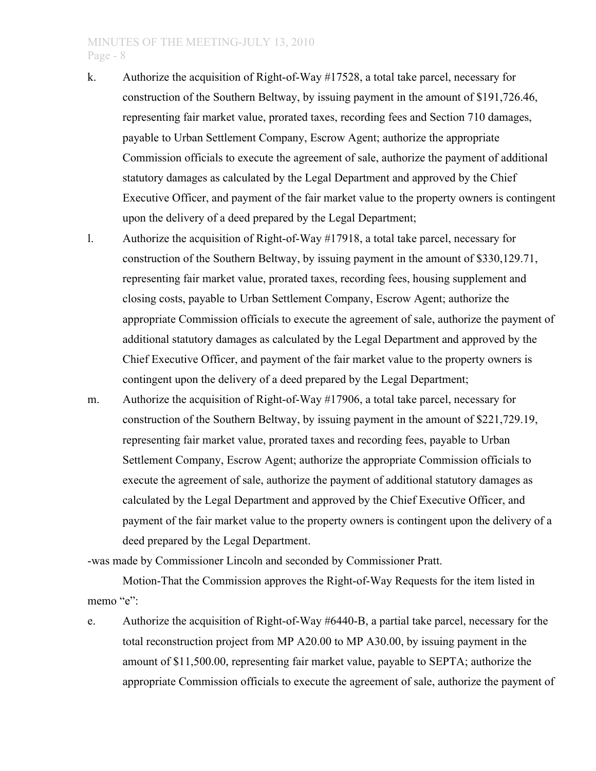k. Authorize the acquisition of Right-of-Way #17528, a total take parcel, necessary for construction of the Southern Beltway, by issuing payment in the amount of $191,726.46, representing fair market value, prorated taxes, recording fees and Section 710 damages, payable to Urban Settlement Company, Escrow Agent; authorize the appropriate Commission officials to execute the agreement of sale, authorize the payment of additional statutory damages as calculated by the Legal Department and approved by the Chief Executive Officer, and payment of the fair market value to the property owners is contingent upon the delivery of a deed prepared by the Legal Department;

l. Authorize the acquisition of Right-of-Way #17918, a total take parcel, necessary for construction of the Southern Beltway, by issuing payment in the amount of $330,129.71, representing fair market value, prorated taxes, recording fees, housing supplement and closing costs, payable to Urban Settlement Company, Escrow Agent; authorize the appropriate Commission officials to execute the agreement of sale, authorize the payment of additional statutory damages as calculated by the Legal Department and approved by the Chief Executive Officer, and payment of the fair market value to the property owners is contingent upon the delivery of a deed prepared by the Legal Department;

m. Authorize the acquisition of Right-of-Way #17906, a total take parcel, necessary for construction of the Southern Beltway, by issuing payment in the amount of $221,729.19, representing fair market value, prorated taxes and recording fees, payable to Urban Settlement Company, Escrow Agent; authorize the appropriate Commission officials to execute the agreement of sale, authorize the payment of additional statutory damages as calculated by the Legal Department and approved by the Chief Executive Officer, and payment of the fair market value to the property owners is contingent upon the delivery of a deed prepared by the Legal Department.

-was made by Commissioner Lincoln and seconded by Commissioner Pratt.

Motion-That the Commission approves the Right-of-Way Requests for the item listed in memo "e":

e. Authorize the acquisition of Right-of-Way #6440-B, a partial take parcel, necessary for the total reconstruction project from MP A20.00 to MP A30.00, by issuing payment in the amount of $11,500.00, representing fair market value, payable to SEPTA; authorize the appropriate Commission officials to execute the agreement of sale, authorize the payment of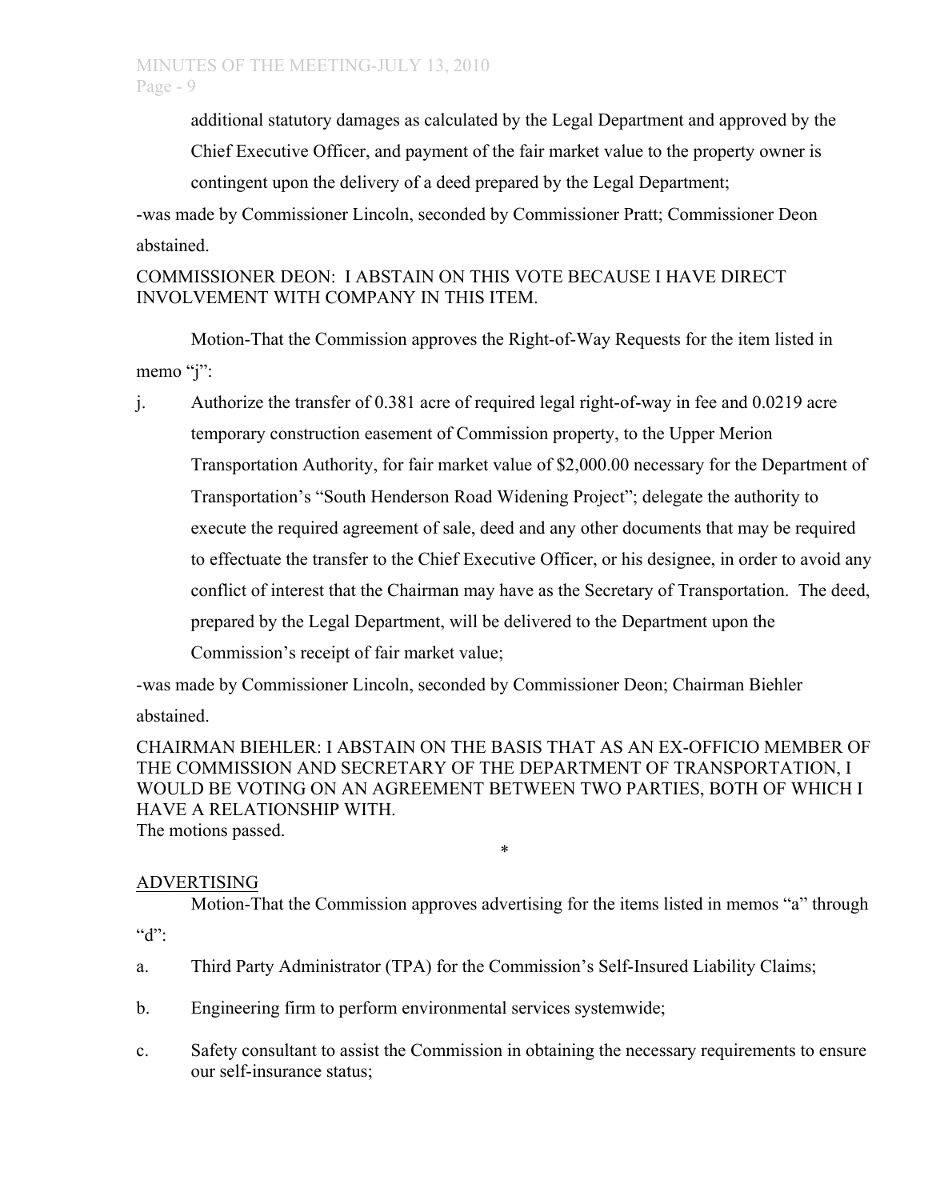additional statutory damages as calculated by the Legal Department and approved by the Chief Executive Officer, and payment of the fair market value to the property owner is contingent upon the delivery of a deed prepared by the Legal Department;

-was made by Commissioner Lincoln, seconded by Commissioner Pratt; Commissioner Deon abstained.

COMMISSIONER DEON: I ABSTAIN ON THIS VOTE BECAUSE I HAVE DIRECT INVOLVEMENT WITH COMPANY IN THIS ITEM.

Motion-That the Commission approves the Right-of-Way Requests for the item listed in memo "j":

j. Authorize the transfer of 0.381 acre of required legal right-of-way in fee and 0.0219 acre temporary construction easement of Commission property, to the Upper Merion Transportation Authority, for fair market value of $2,000.00 necessary for the Department of Transportation's "South Henderson Road Widening Project"; delegate the authority to execute the required agreement of sale, deed and any other documents that may be required to effectuate the transfer to the Chief Executive Officer, or his designee, in order to avoid any conflict of interest that the Chairman may have as the Secretary of Transportation. The deed, prepared by the Legal Department, will be delivered to the Department upon the Commission's receipt of fair market value;

-was made by Commissioner Lincoln, seconded by Commissioner Deon; Chairman Biehler abstained.

CHAIRMAN BIEHLER: I ABSTAIN ON THE BASIS THAT AS AN EX-OFFICIO MEMBER OF THE COMMISSION AND SECRETARY OF THE DEPARTMENT OF TRANSPORTATION, I WOULD BE VOTING ON AN AGREEMENT BETWEEN TWO PARTIES, BOTH OF WHICH I HAVE A RELATIONSHIP WITH.

The motions passed.

*

ADVERTISING

Motion-That the Commission approves advertising for the items listed in memos "a" through "d":

a. Third Party Administrator (TPA) for the Commission's Self-Insured Liability Claims;

b. Engineering firm to perform environmental services systemwide;

c. Safety consultant to assist the Commission in obtaining the necessary requirements to ensure our self-insurance status;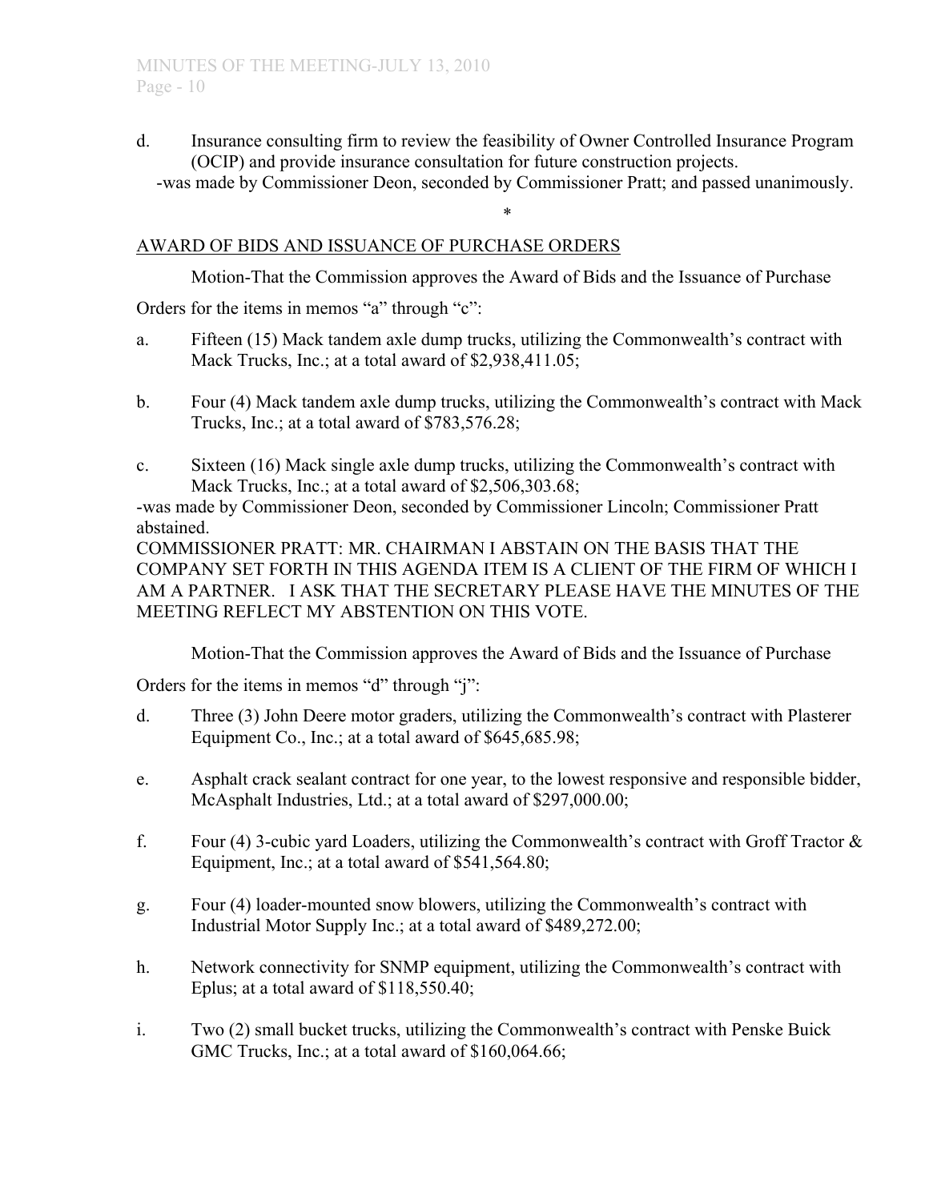d. Insurance consulting firm to review the feasibility of Owner Controlled Insurance Program (OCIP) and provide insurance consultation for future construction projects.

-was made by Commissioner Deon, seconded by Commissioner Pratt; and passed unanimously.

*

AWARD OF BIDS AND ISSUANCE OF PURCHASE ORDERS

Motion-That the Commission approves the Award of Bids and the Issuance of Purchase Orders for the items in memos "a" through "c":

a. Fifteen (15) Mack tandem axle dump trucks, utilizing the Commonwealth's contract with Mack Trucks, Inc.; at a total award of $2,938,411.05;

b. Four (4) Mack tandem axle dump trucks, utilizing the Commonwealth's contract with Mack Trucks, Inc.; at a total award of $783,576.28;

c. Sixteen (16) Mack single axle dump trucks, utilizing the Commonwealth's contract with Mack Trucks, Inc.; at a total award of $2,506,303.68;

-was made by Commissioner Deon, seconded by Commissioner Lincoln; Commissioner Pratt abstained.

COMMISSIONER PRATT: MR. CHAIRMAN I ABSTAIN ON THE BASIS THAT THE COMPANY SET FORTH IN THIS AGENDA ITEM IS A CLIENT OF THE FIRM OF WHICH I AM A PARTNER. I ASK THAT THE SECRETARY PLEASE HAVE THE MINUTES OF THE MEETING REFLECT MY ABSTENTION ON THIS VOTE.

Motion-That the Commission approves the Award of Bids and the Issuance of Purchase Orders for the items in memos "d" through "j":

d. Three (3) John Deere motor graders, utilizing the Commonwealth's contract with Plasterer Equipment Co., Inc.; at a total award of $645,685.98;

e. Asphalt crack sealant contract for one year, to the lowest responsive and responsible bidder, McAsphalt Industries, Ltd.; at a total award of $297,000.00;

f. Four (4) 3-cubic yard Loaders, utilizing the Commonwealth's contract with Groff Tractor & Equipment, Inc.; at a total award of $541,564.80;

g. Four (4) loader-mounted snow blowers, utilizing the Commonwealth's contract with Industrial Motor Supply Inc.; at a total award of $489,272.00;

h. Network connectivity for SNMP equipment, utilizing the Commonwealth's contract with Eplus; at a total award of $118,550.40;

i. Two (2) small bucket trucks, utilizing the Commonwealth's contract with Penske Buick GMC Trucks, Inc.; at a total award of $160,064.66;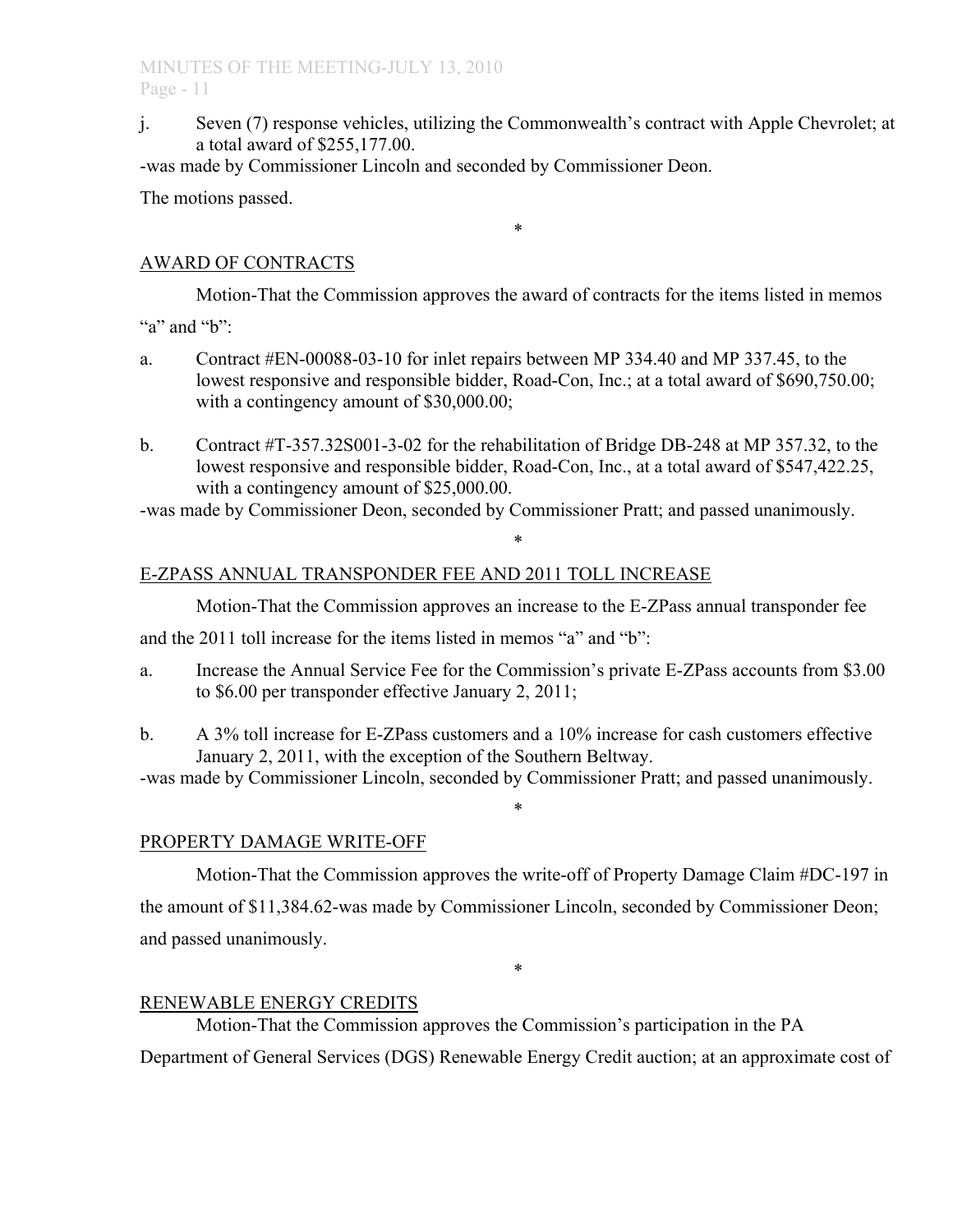j. Seven (7) response vehicles, utilizing the Commonwealth's contract with Apple Chevrolet; at a total award of $255,177.00.

-was made by Commissioner Lincoln and seconded by Commissioner Deon.

The motions passed.

*

AWARD OF CONTRACTS

Motion-That the Commission approves the award of contracts for the items listed in memos "a" and "b":

a. Contract #EN-00088-03-10 for inlet repairs between MP 334.40 and MP 337.45, to the lowest responsive and responsible bidder, Road-Con, Inc.; at a total award of $690,750.00; with a contingency amount of $30,000.00;

b. Contract #T-357.32S001-3-02 for the rehabilitation of Bridge DB-248 at MP 357.32, to the lowest responsive and responsible bidder, Road-Con, Inc., at a total award of $547,422.25, with a contingency amount of $25,000.00.

-was made by Commissioner Deon, seconded by Commissioner Pratt; and passed unanimously.

*

E-ZPASS ANNUAL TRANSPONDER FEE AND 2011 TOLL INCREASE

Motion-That the Commission approves an increase to the E-ZPass annual transponder fee and the 2011 toll increase for the items listed in memos "a" and "b":

a. Increase the Annual Service Fee for the Commission's private E-ZPass accounts from $3.00 to $6.00 per transponder effective January 2, 2011;

b. A 3% toll increase for E-ZPass customers and a 10% increase for cash customers effective January 2, 2011, with the exception of the Southern Beltway.

-was made by Commissioner Lincoln, seconded by Commissioner Pratt; and passed unanimously.

*

PROPERTY DAMAGE WRITE-OFF

Motion-That the Commission approves the write-off of Property Damage Claim #DC-197 in the amount of $11,384.62-was made by Commissioner Lincoln, seconded by Commissioner Deon; and passed unanimously.

*

RENEWABLE ENERGY CREDITS

Motion-That the Commission approves the Commission's participation in the PA Department of General Services (DGS) Renewable Energy Credit auction; at an approximate cost of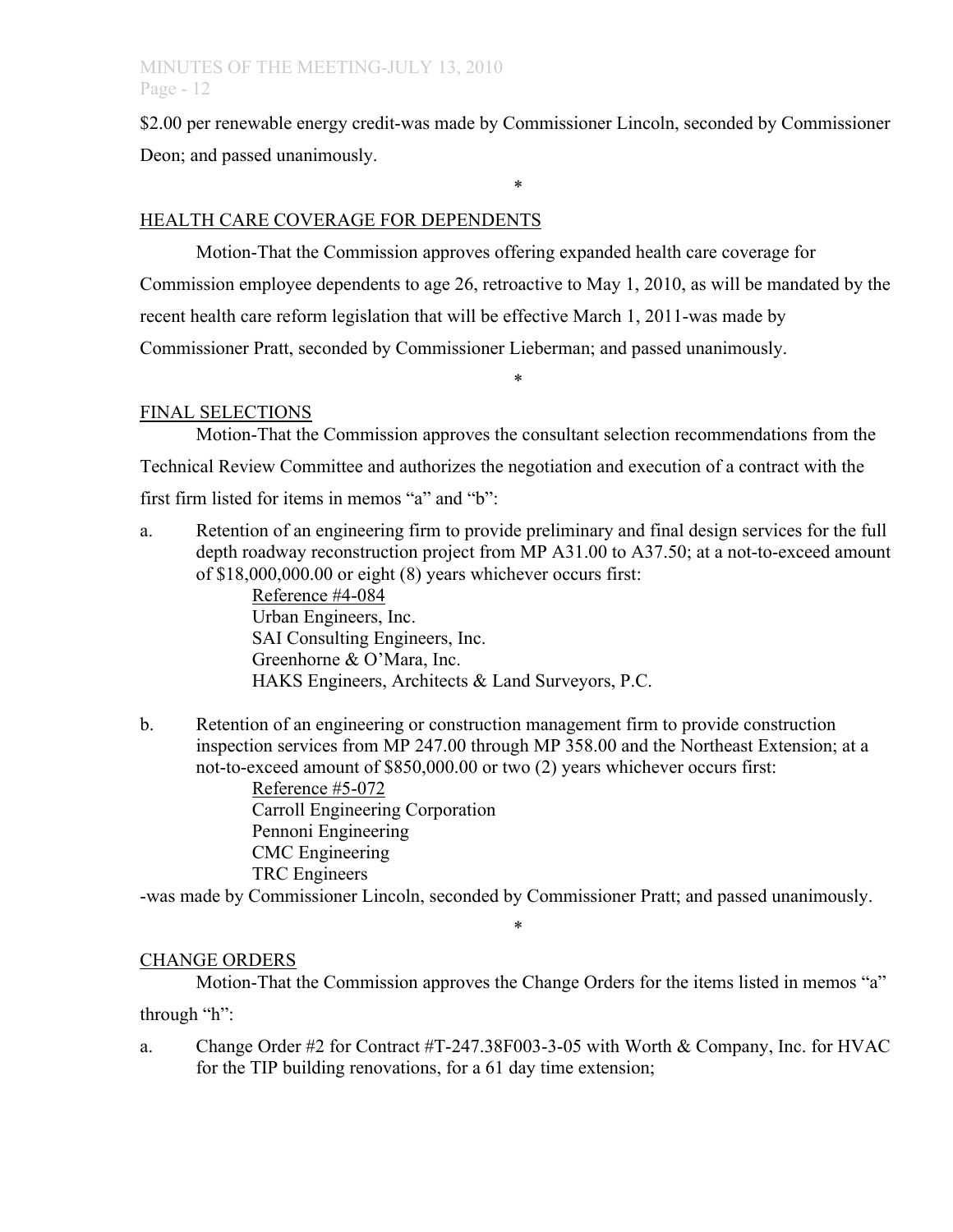$2.00 per renewable energy credit-was made by Commissioner Lincoln, seconded by Commissioner Deon; and passed unanimously.

*

HEALTH CARE COVERAGE FOR DEPENDENTS

Motion-That the Commission approves offering expanded health care coverage for Commission employee dependents to age 26, retroactive to May 1, 2010, as will be mandated by the recent health care reform legislation that will be effective March 1, 2011-was made by Commissioner Pratt, seconded by Commissioner Lieberman; and passed unanimously.

*

FINAL SELECTIONS

Motion-That the Commission approves the consultant selection recommendations from the Technical Review Committee and authorizes the negotiation and execution of a contract with the first firm listed for items in memos "a" and "b":

a. Retention of an engineering firm to provide preliminary and final design services for the full depth roadway reconstruction project from MP A31.00 to A37.50; at a not-to-exceed amount of $18,000,000.00 or eight (8) years whichever occurs first:

   Reference #4-084
   Urban Engineers, Inc.
   SAI Consulting Engineers, Inc.
   Greenhorne & O'Mara, Inc.
   HAKS Engineers, Architects & Land Surveyors, P.C.

b. Retention of an engineering or construction management firm to provide construction inspection services from MP 247.00 through MP 358.00 and the Northeast Extension; at a not-to-exceed amount of $850,000.00 or two (2) years whichever occurs first:

   Reference #5-072
   Carroll Engineering Corporation
   Pennoni Engineering
   CMC Engineering
   TRC Engineers

-was made by Commissioner Lincoln, seconded by Commissioner Pratt; and passed unanimously.

*

CHANGE ORDERS

Motion-That the Commission approves the Change Orders for the items listed in memos "a" through "h":

a. Change Order #2 for Contract #T-247.38F003-3-05 with Worth & Company, Inc. for HVAC for the TIP building renovations, for a 61 day time extension;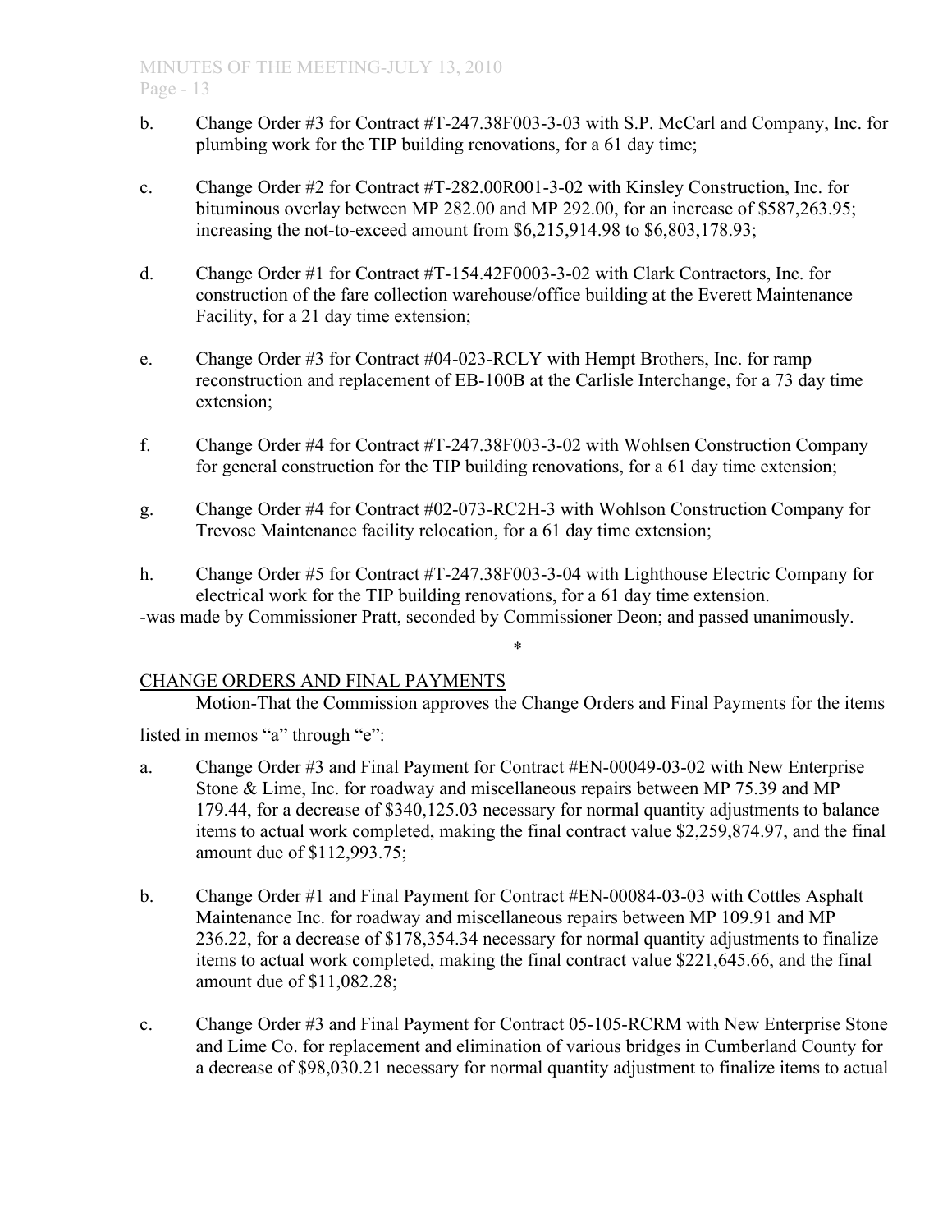b. Change Order #3 for Contract #T-247.38F003-3-03 with S.P. McCarl and Company, Inc. for plumbing work for the TIP building renovations, for a 61 day time;

c. Change Order #2 for Contract #T-282.00R001-3-02 with Kinsley Construction, Inc. for bituminous overlay between MP 282.00 and MP 292.00, for an increase of $587,263.95; increasing the not-to-exceed amount from $6,215,914.98 to $6,803,178.93;

d. Change Order #1 for Contract #T-154.42F0003-3-02 with Clark Contractors, Inc. for construction of the fare collection warehouse/office building at the Everett Maintenance Facility, for a 21 day time extension;

e. Change Order #3 for Contract #04-023-RCLY with Hempt Brothers, Inc. for ramp reconstruction and replacement of EB-100B at the Carlisle Interchange, for a 73 day time extension;

f. Change Order #4 for Contract #T-247.38F003-3-02 with Wohlsen Construction Company for general construction for the TIP building renovations, for a 61 day time extension;

g. Change Order #4 for Contract #02-073-RC2H-3 with Wohlson Construction Company for Trevose Maintenance facility relocation, for a 61 day time extension;

h. Change Order #5 for Contract #T-247.38F003-3-04 with Lighthouse Electric Company for electrical work for the TIP building renovations, for a 61 day time extension.

-was made by Commissioner Pratt, seconded by Commissioner Deon; and passed unanimously.

*

CHANGE ORDERS AND FINAL PAYMENTS

Motion-That the Commission approves the Change Orders and Final Payments for the items listed in memos "a" through "e":

a. Change Order #3 and Final Payment for Contract #EN-00049-03-02 with New Enterprise Stone & Lime, Inc. for roadway and miscellaneous repairs between MP 75.39 and MP 179.44, for a decrease of $340,125.03 necessary for normal quantity adjustments to balance items to actual work completed, making the final contract value $2,259,874.97, and the final amount due of $112,993.75;

b. Change Order #1 and Final Payment for Contract #EN-00084-03-03 with Cottles Asphalt Maintenance Inc. for roadway and miscellaneous repairs between MP 109.91 and MP 236.22, for a decrease of $178,354.34 necessary for normal quantity adjustments to finalize items to actual work completed, making the final contract value $221,645.66, and the final amount due of $11,082.28;

c. Change Order #3 and Final Payment for Contract 05-105-RCRM with New Enterprise Stone and Lime Co. for replacement and elimination of various bridges in Cumberland County for a decrease of $98,030.21 necessary for normal quantity adjustment to finalize items to actual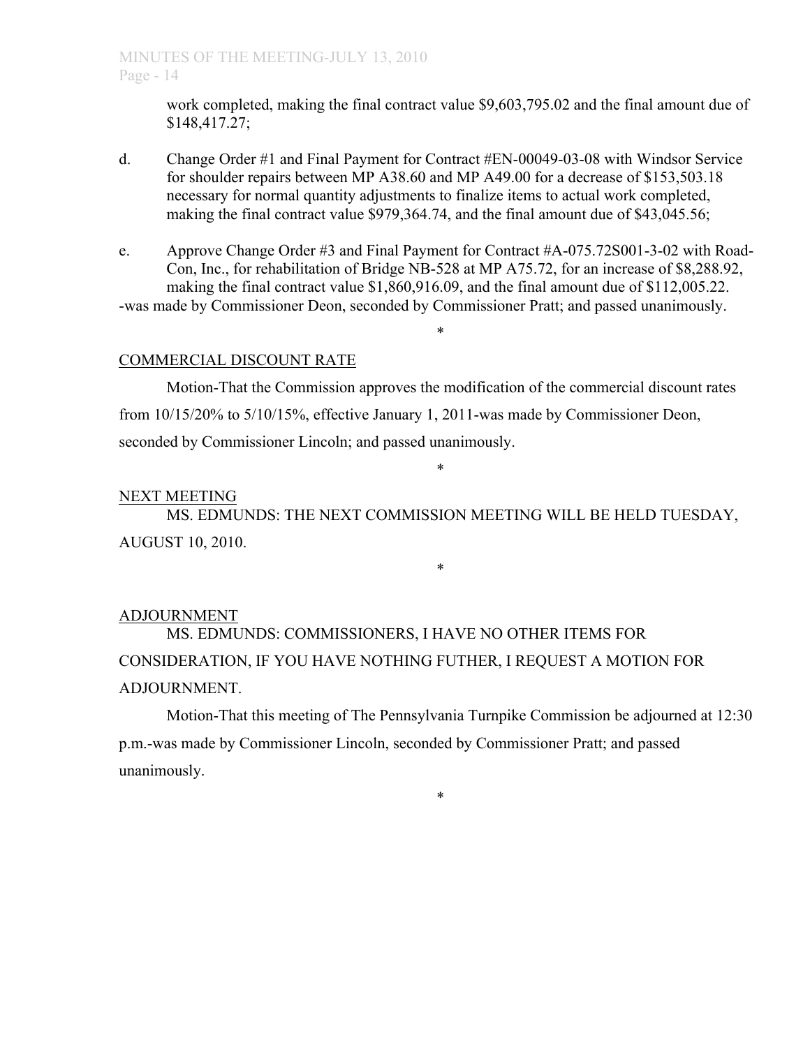work completed, making the final contract value $9,603,795.02 and the final amount due of $148,417.27;

d. Change Order #1 and Final Payment for Contract #EN-00049-03-08 with Windsor Service for shoulder repairs between MP A38.60 and MP A49.00 for a decrease of $153,503.18 necessary for normal quantity adjustments to finalize items to actual work completed, making the final contract value $979,364.74, and the final amount due of $43,045.56;

e. Approve Change Order #3 and Final Payment for Contract #A-075.72S001-3-02 with Road-Con, Inc., for rehabilitation of Bridge NB-528 at MP A75.72, for an increase of $8,288.92, making the final contract value $1,860,916.09, and the final amount due of $112,005.22.

-was made by Commissioner Deon, seconded by Commissioner Pratt; and passed unanimously.

*

COMMERCIAL DISCOUNT RATE

Motion-That the Commission approves the modification of the commercial discount rates from 10/15/20% to 5/10/15%, effective January 1, 2011-was made by Commissioner Deon, seconded by Commissioner Lincoln; and passed unanimously.

*

NEXT MEETING

MS. EDMUNDS: THE NEXT COMMISSION MEETING WILL BE HELD TUESDAY, AUGUST 10, 2010.

*

ADJOURNMENT

MS. EDMUNDS: COMMISSIONERS, I HAVE NO OTHER ITEMS FOR CONSIDERATION, IF YOU HAVE NOTHING FUTHER, I REQUEST A MOTION FOR ADJOURNMENT.

Motion-That this meeting of The Pennsylvania Turnpike Commission be adjourned at 12:30 p.m.-was made by Commissioner Lincoln, seconded by Commissioner Pratt; and passed unanimously.

*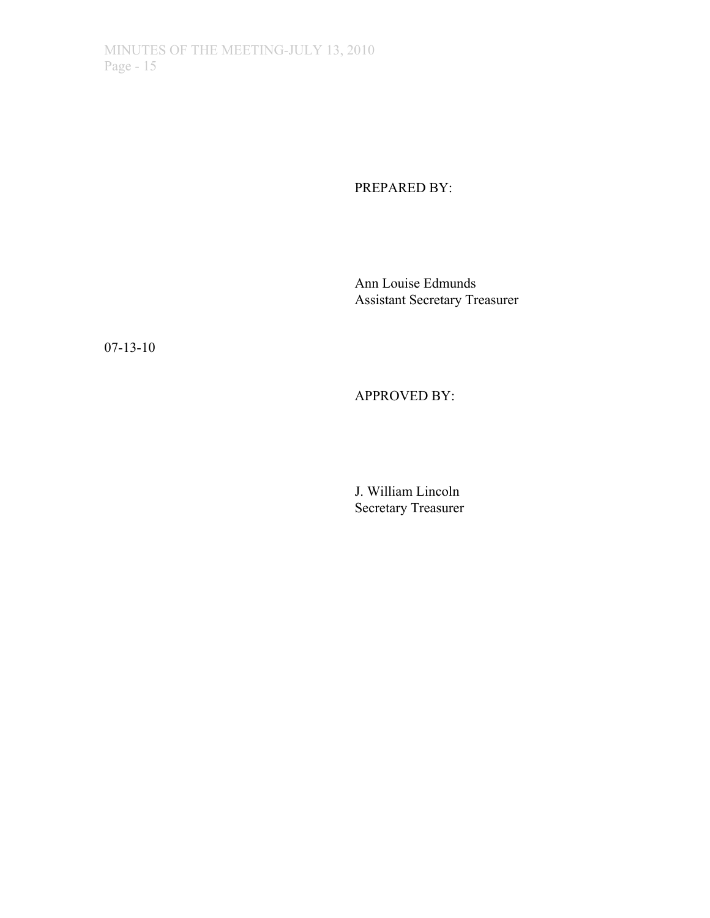PREPARED BY:

Ann Louise Edmunds
Assistant Secretary Treasurer

07-13-10

APPROVED BY:

J. William Lincoln
Secretary Treasurer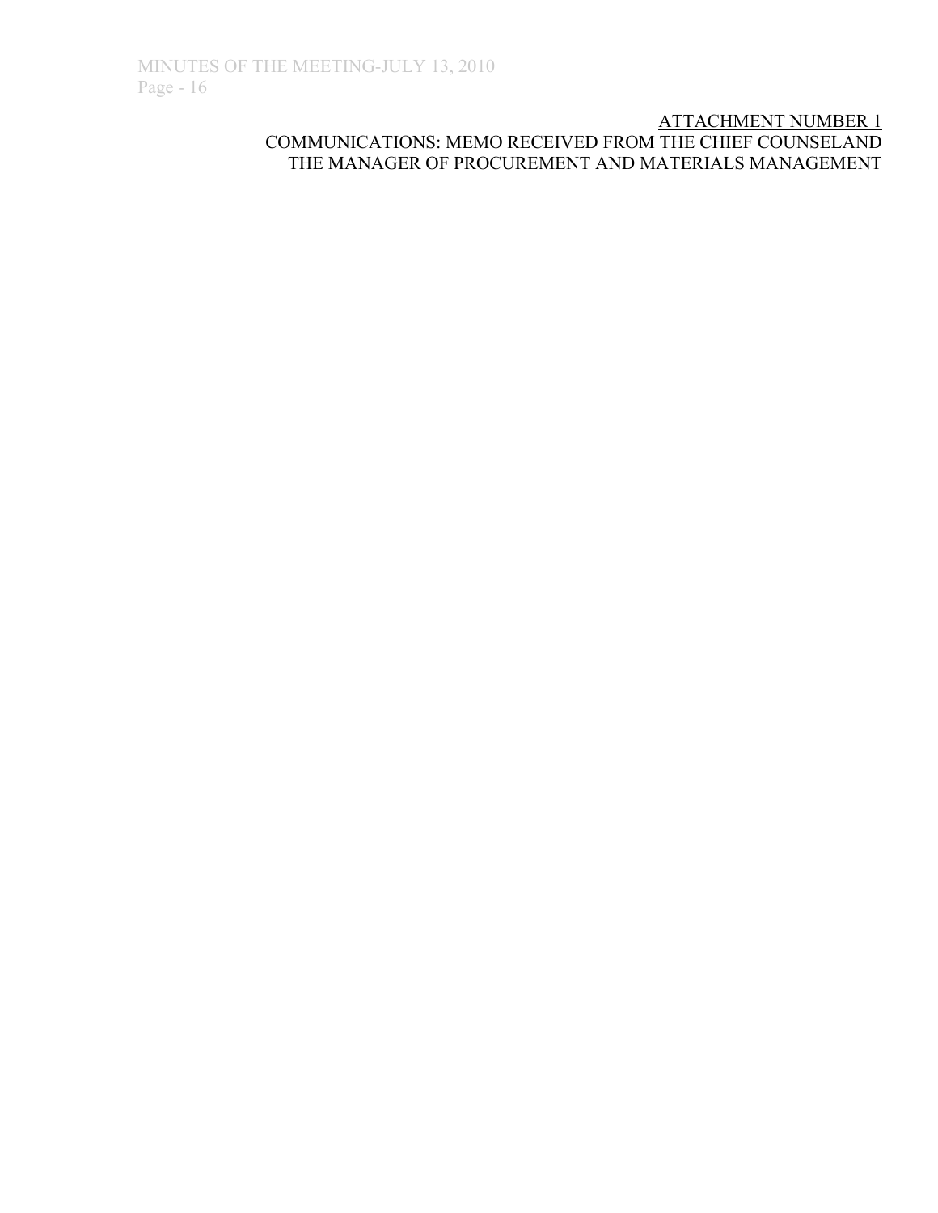<u>ATTACHMENT NUMBER 1</u>

COMMUNICATIONS: MEMO RECEIVED FROM THE CHIEF COUNSELAND THE MANAGER OF PROCUREMENT AND MATERIALS MANAGEMENT